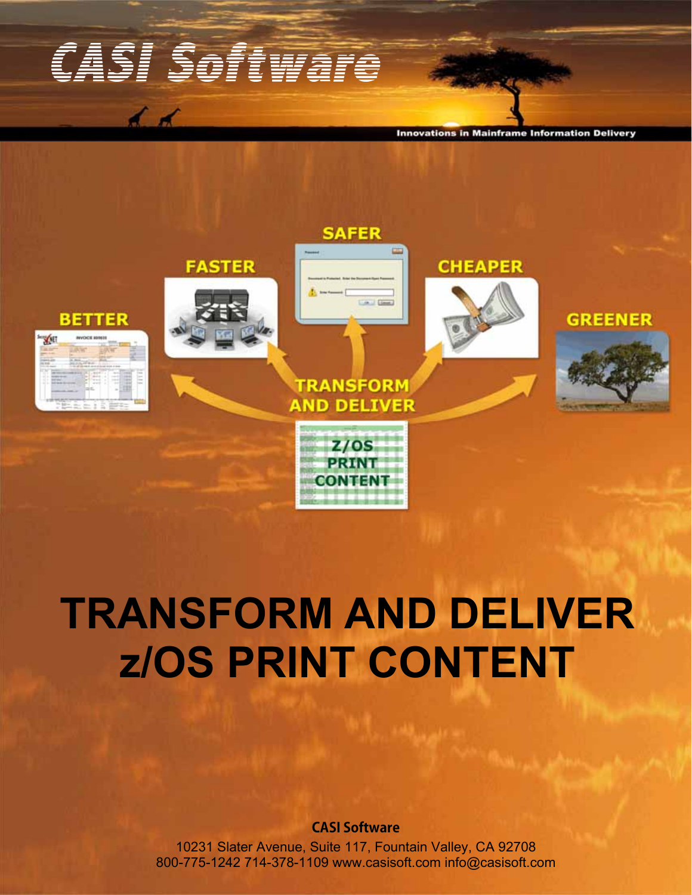# CASI Software

Innovations in Mainframe Information Delivery

SAFER

FASTER

CHEAPER

BETTER

GREENER

TRANSFORM AND DELIVER

Z/OS PRINT CONTENT

# TRANSFORM AND DELIVER z/OS PRINT CONTENT

**CASI Software**

10231 Slater Avenue, Suite 117, Fountain Valley, CA 92708
800-775-1242 714-378-1109 www.casisoft.com info@casisoft.com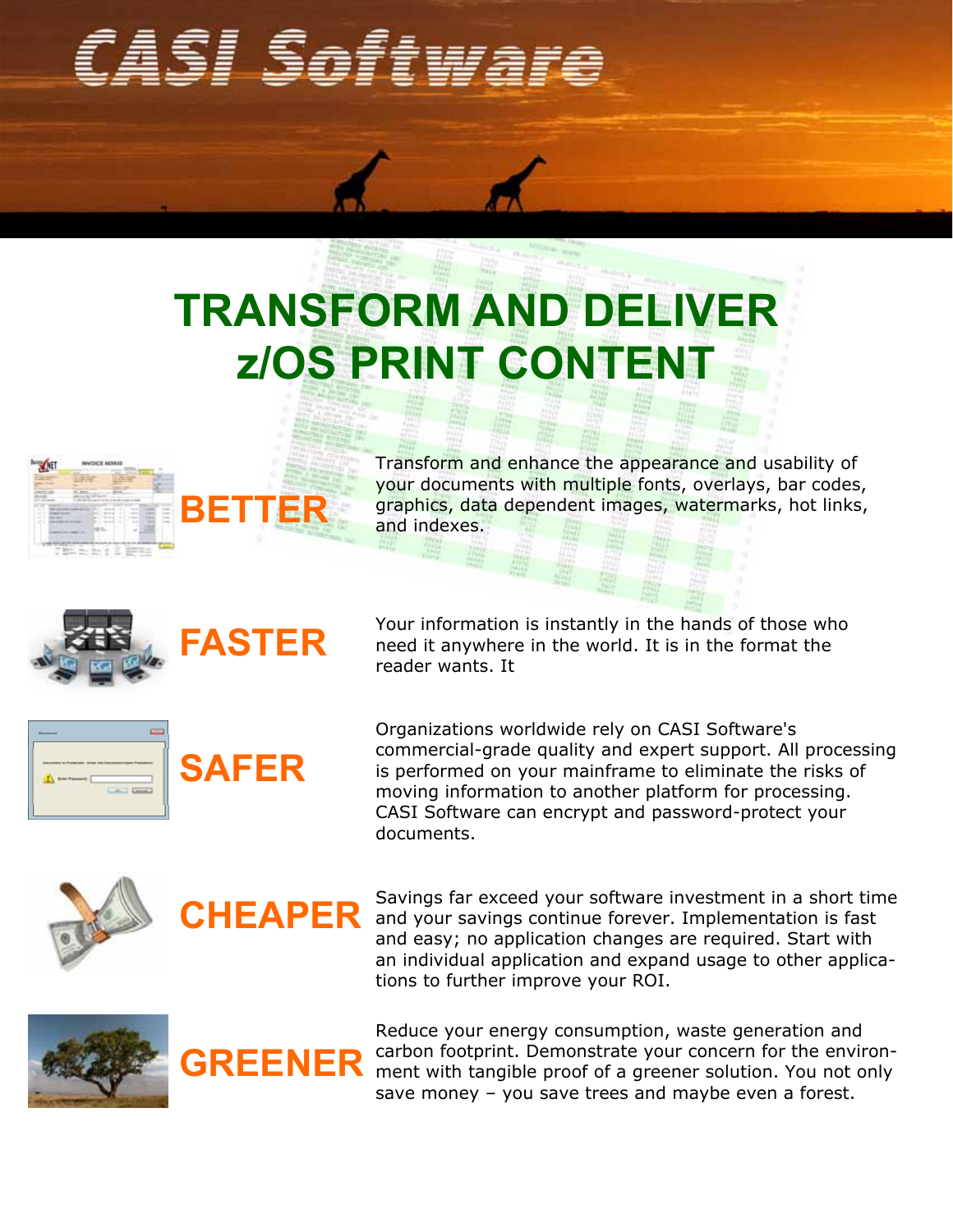# CASI Software

# TRANSFORM AND DELIVER z/OS PRINT CONTENT

## BETTER

Transform and enhance the appearance and usability of your documents with multiple fonts, overlays, bar codes, graphics, data dependent images, watermarks, hot links, and indexes.

## FASTER

Your information is instantly in the hands of those who need it anywhere in the world. It is in the format the reader wants. It

## SAFER

Organizations worldwide rely on CASI Software's commercial-grade quality and expert support. All processing is performed on your mainframe to eliminate the risks of moving information to another platform for processing. CASI Software can encrypt and password-protect your documents.

## CHEAPER

Savings far exceed your software investment in a short time and your savings continue forever. Implementation is fast and easy; no application changes are required. Start with an individual application and expand usage to other applications to further improve your ROI.

## GREENER

Reduce your energy consumption, waste generation and carbon footprint. Demonstrate your concern for the environment with tangible proof of a greener solution. You not only save money – you save trees and maybe even a forest.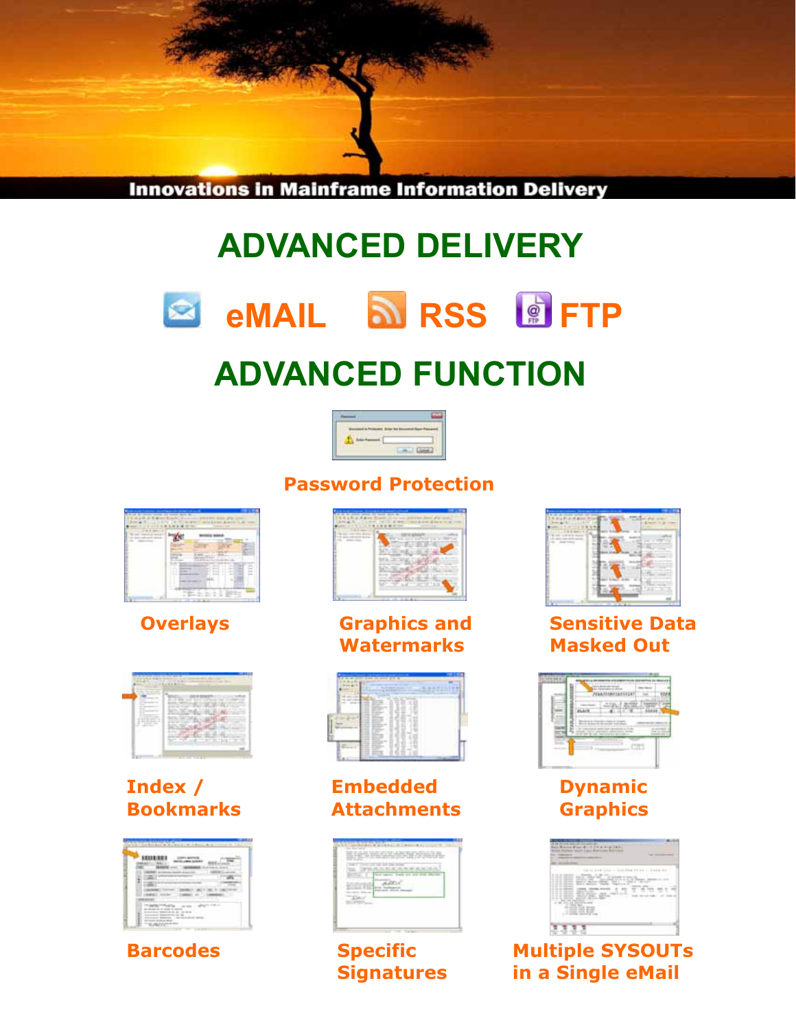Innovations in Mainframe Information Delivery

# ADVANCED DELIVERY

## eMAIL RSS FTP

# ADVANCED FUNCTION

Password Protection

Overlays

Graphics and Watermarks

Sensitive Data Masked Out

Index / Bookmarks

Embedded Attachments

Dynamic Graphics

Barcodes

Specific Signatures

Multiple SYSOUTs in a Single eMail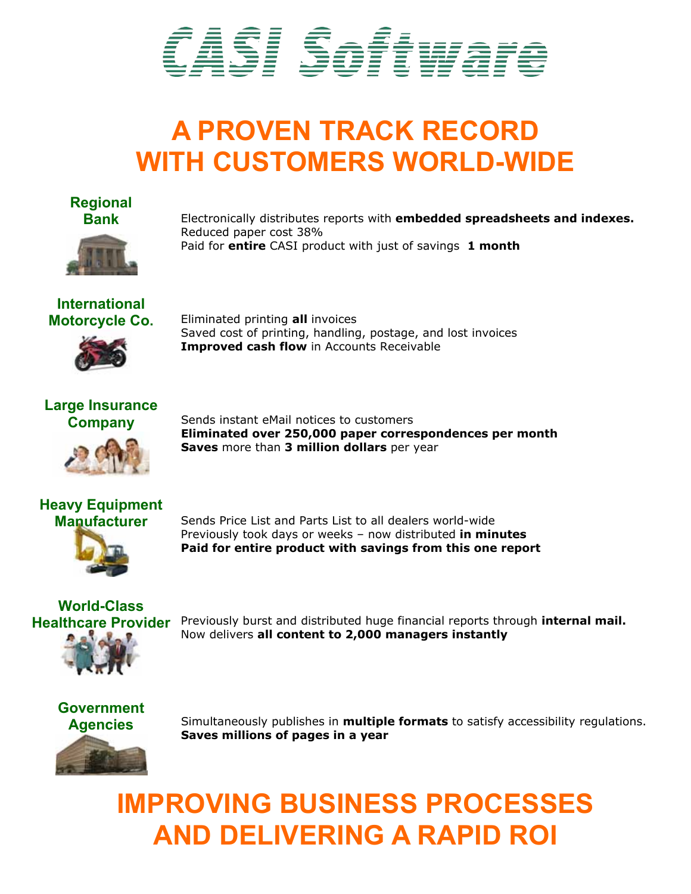# CASI Software

# A PROVEN TRACK RECORD WITH CUSTOMERS WORLD-WIDE

### Regional Bank

Electronically distributes reports with **embedded spreadsheets and indexes.**
Reduced paper cost 38%
Paid for **entire** CASI product with just of savings **1 month**

### International Motorcycle Co.

Eliminated printing **all** invoices
Saved cost of printing, handling, postage, and lost invoices
**Improved cash flow** in Accounts Receivable

### Large Insurance Company

Sends instant eMail notices to customers
**Eliminated over 250,000 paper correspondences per month**
**Saves** more than **3 million dollars** per year

### Heavy Equipment Manufacturer

Sends Price List and Parts List to all dealers world-wide
Previously took days or weeks – now distributed **in minutes**
**Paid for entire product with savings from this one report**

### World-Class Healthcare Provider

Previously burst and distributed huge financial reports through **internal mail.**
Now delivers **all content to 2,000 managers instantly**

### Government Agencies

Simultaneously publishes in **multiple formats** to satisfy accessibility regulations.
**Saves millions of pages in a year**

# IMPROVING BUSINESS PROCESSES AND DELIVERING A RAPID ROI